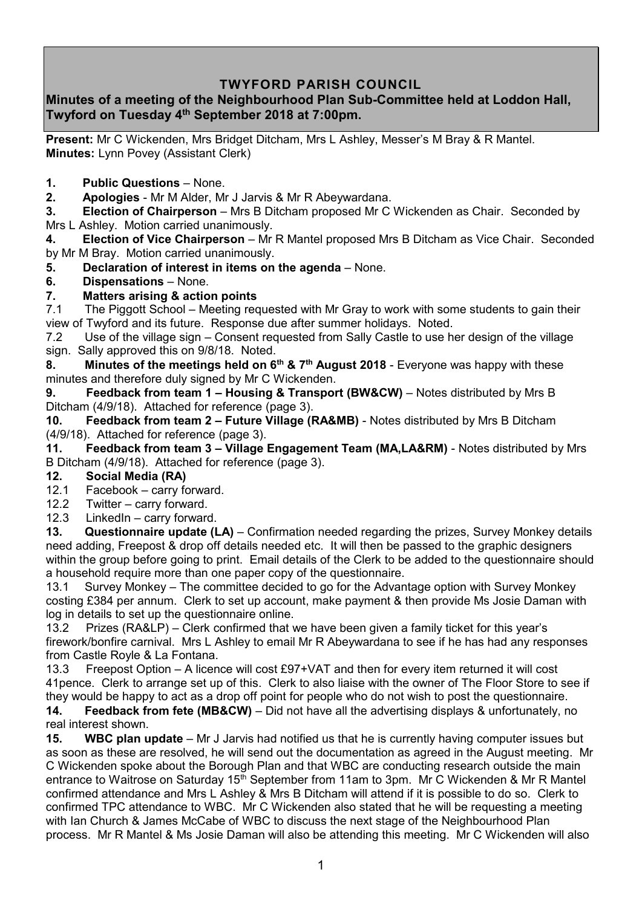## TWYFORD PARISH COUNCIL

**Minutes of a meeting of the Neighbourhood Plan Sub-Committee held at Loddon Hall, Twyford on Tuesday 4th September 2018 at 7:00pm.**

**Present:** Mr C Wickenden, Mrs Bridget Ditcham, Mrs L Ashley, Messer's M Bray & R Mantel.
**Minutes:** Lynn Povey (Assistant Clerk)

**1. Public Questions** – None.

**2. Apologies** - Mr M Alder, Mr J Jarvis & Mr R Abeywardana.

**3. Election of Chairperson** – Mrs B Ditcham proposed Mr C Wickenden as Chair. Seconded by Mrs L Ashley. Motion carried unanimously.

**4. Election of Vice Chairperson** – Mr R Mantel proposed Mrs B Ditcham as Vice Chair. Seconded by Mr M Bray. Motion carried unanimously.

**5. Declaration of interest in items on the agenda** – None.

**6. Dispensations** – None.

**7. Matters arising & action points**

7.1 The Piggott School – Meeting requested with Mr Gray to work with some students to gain their view of Twyford and its future. Response due after summer holidays. Noted.

7.2 Use of the village sign – Consent requested from Sally Castle to use her design of the village sign. Sally approved this on 9/8/18. Noted.

**8. Minutes of the meetings held on 6th & 7th August 2018** - Everyone was happy with these minutes and therefore duly signed by Mr C Wickenden.

**9. Feedback from team 1 – Housing & Transport (BW&CW)** – Notes distributed by Mrs B Ditcham (4/9/18). Attached for reference (page 3).

**10. Feedback from team 2 – Future Village (RA&MB)** - Notes distributed by Mrs B Ditcham (4/9/18). Attached for reference (page 3).

**11. Feedback from team 3 – Village Engagement Team (MA,LA&RM)** - Notes distributed by Mrs B Ditcham (4/9/18). Attached for reference (page 3).

**12. Social Media (RA)**

12.1 Facebook – carry forward.

12.2 Twitter – carry forward.

12.3 LinkedIn – carry forward.

**13. Questionnaire update (LA)** – Confirmation needed regarding the prizes, Survey Monkey details need adding, Freepost & drop off details needed etc. It will then be passed to the graphic designers within the group before going to print. Email details of the Clerk to be added to the questionnaire should a household require more than one paper copy of the questionnaire.

13.1 Survey Monkey – The committee decided to go for the Advantage option with Survey Monkey costing £384 per annum. Clerk to set up account, make payment & then provide Ms Josie Daman with log in details to set up the questionnaire online.

13.2 Prizes (RA&LP) – Clerk confirmed that we have been given a family ticket for this year's firework/bonfire carnival. Mrs L Ashley to email Mr R Abeywardana to see if he has had any responses from Castle Royle & La Fontana.

13.3 Freepost Option – A licence will cost £97+VAT and then for every item returned it will cost 41pence. Clerk to arrange set up of this. Clerk to also liaise with the owner of The Floor Store to see if they would be happy to act as a drop off point for people who do not wish to post the questionnaire.

**14. Feedback from fete (MB&CW)** – Did not have all the advertising displays & unfortunately, no real interest shown.

**15. WBC plan update** – Mr J Jarvis had notified us that he is currently having computer issues but as soon as these are resolved, he will send out the documentation as agreed in the August meeting. Mr C Wickenden spoke about the Borough Plan and that WBC are conducting research outside the main entrance to Waitrose on Saturday 15th September from 11am to 3pm. Mr C Wickenden & Mr R Mantel confirmed attendance and Mrs L Ashley & Mrs B Ditcham will attend if it is possible to do so. Clerk to confirmed TPC attendance to WBC. Mr C Wickenden also stated that he will be requesting a meeting with Ian Church & James McCabe of WBC to discuss the next stage of the Neighbourhood Plan process. Mr R Mantel & Ms Josie Daman will also be attending this meeting. Mr C Wickenden will also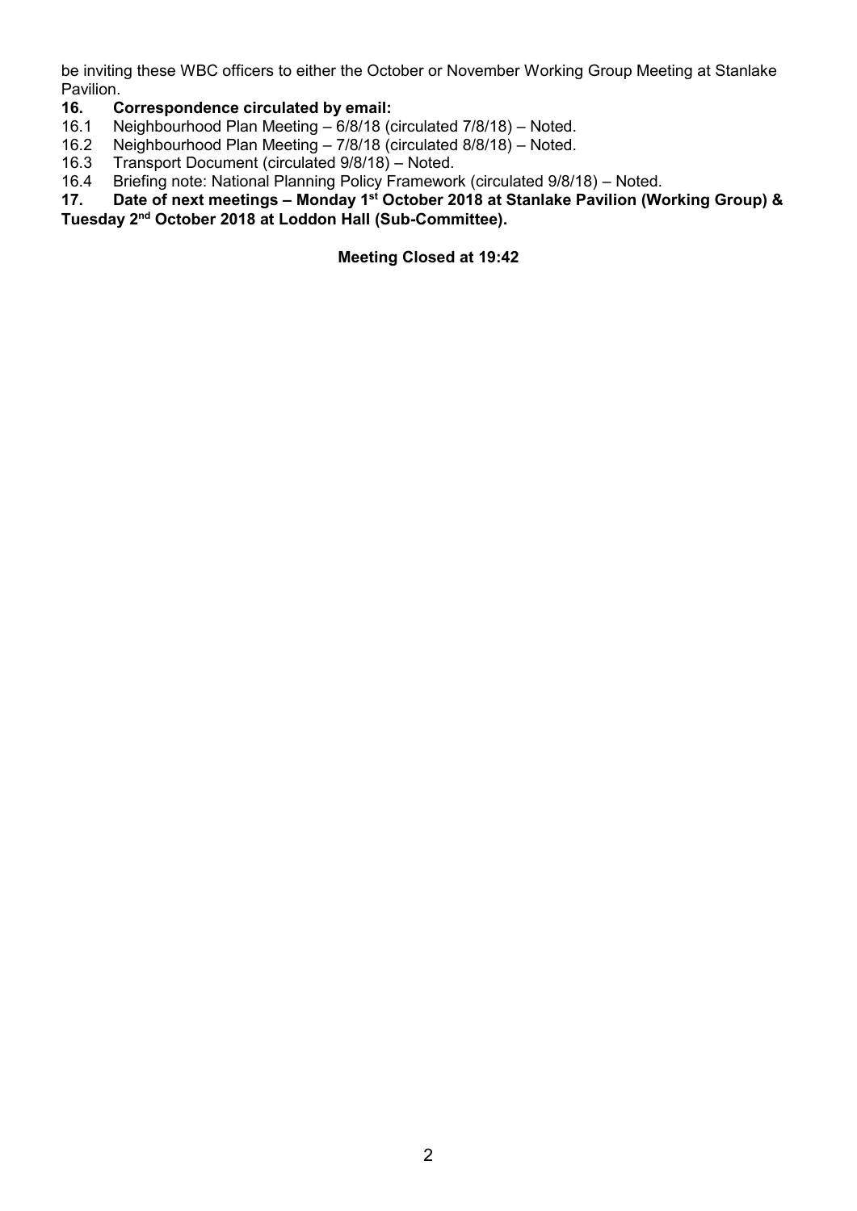be inviting these WBC officers to either the October or November Working Group Meeting at Stanlake Pavilion.

**16. Correspondence circulated by email:**

16.1 Neighbourhood Plan Meeting – 6/8/18 (circulated 7/8/18) – Noted.
16.2 Neighbourhood Plan Meeting – 7/8/18 (circulated 8/8/18) – Noted.
16.3 Transport Document (circulated 9/8/18) – Noted.
16.4 Briefing note: National Planning Policy Framework (circulated 9/8/18) – Noted.

**17. Date of next meetings – Monday 1st October 2018 at Stanlake Pavilion (Working Group) & Tuesday 2nd October 2018 at Loddon Hall (Sub-Committee).**

**Meeting Closed at 19:42**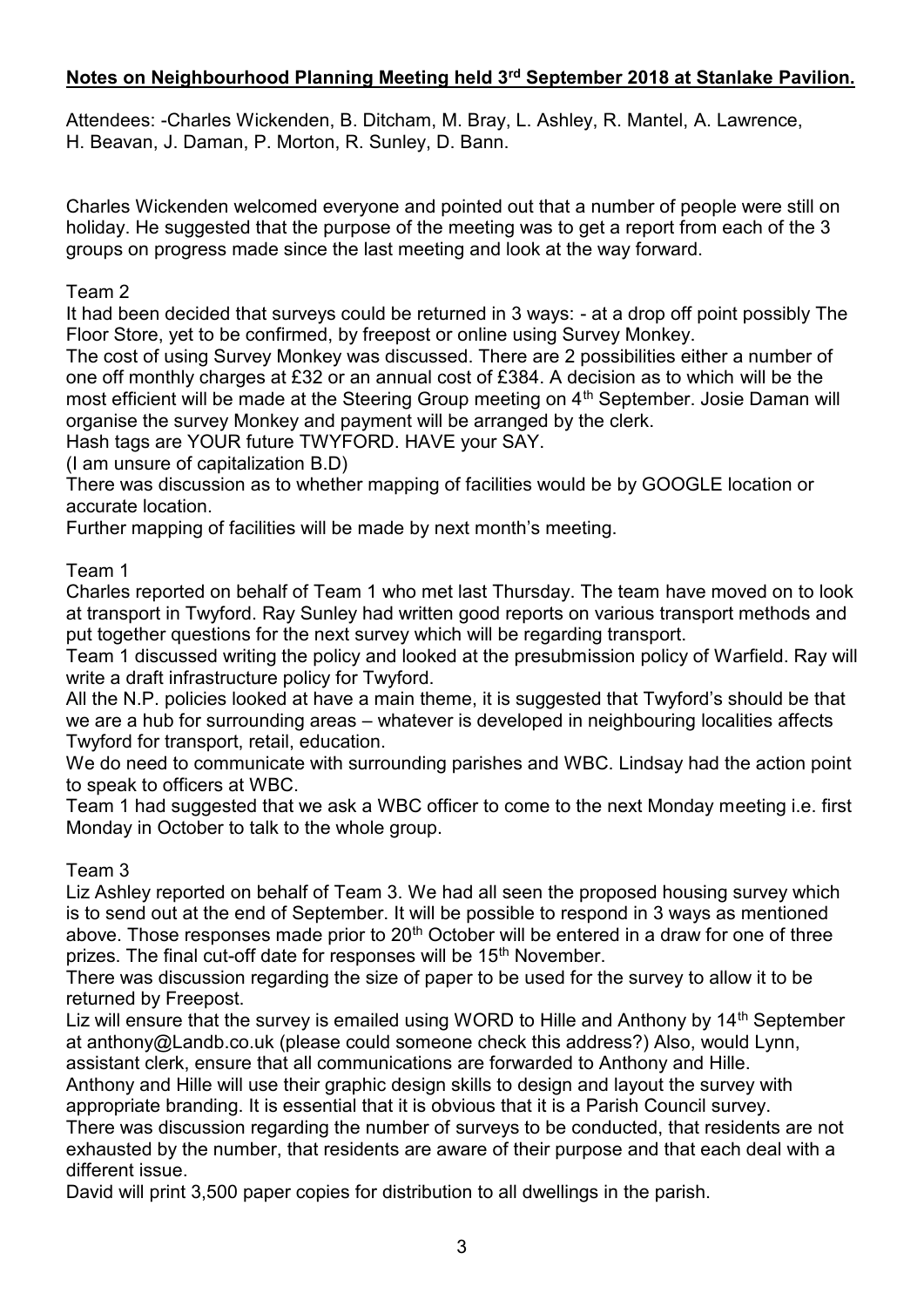**Notes on Neighbourhood Planning Meeting held 3rd September 2018 at Stanlake Pavilion.**

Attendees: -Charles Wickenden, B. Ditcham, M. Bray, L. Ashley, R. Mantel, A. Lawrence, H. Beavan, J. Daman, P. Morton, R. Sunley, D. Bann.

Charles Wickenden welcomed everyone and pointed out that a number of people were still on holiday. He suggested that the purpose of the meeting was to get a report from each of the 3 groups on progress made since the last meeting and look at the way forward.

Team 2

It had been decided that surveys could be returned in 3 ways: - at a drop off point possibly The Floor Store, yet to be confirmed, by freepost or online using Survey Monkey.

The cost of using Survey Monkey was discussed. There are 2 possibilities either a number of one off monthly charges at £32 or an annual cost of £384. A decision as to which will be the most efficient will be made at the Steering Group meeting on 4th September. Josie Daman will organise the survey Monkey and payment will be arranged by the clerk.

Hash tags are YOUR future TWYFORD. HAVE your SAY.

(I am unsure of capitalization B.D)

There was discussion as to whether mapping of facilities would be by GOOGLE location or accurate location.

Further mapping of facilities will be made by next month's meeting.

Team 1

Charles reported on behalf of Team 1 who met last Thursday. The team have moved on to look at transport in Twyford. Ray Sunley had written good reports on various transport methods and put together questions for the next survey which will be regarding transport.

Team 1 discussed writing the policy and looked at the presubmission policy of Warfield. Ray will write a draft infrastructure policy for Twyford.

All the N.P. policies looked at have a main theme, it is suggested that Twyford's should be that we are a hub for surrounding areas – whatever is developed in neighbouring localities affects Twyford for transport, retail, education.

We do need to communicate with surrounding parishes and WBC. Lindsay had the action point to speak to officers at WBC.

Team 1 had suggested that we ask a WBC officer to come to the next Monday meeting i.e. first Monday in October to talk to the whole group.

Team 3

Liz Ashley reported on behalf of Team 3. We had all seen the proposed housing survey which is to send out at the end of September. It will be possible to respond in 3 ways as mentioned above. Those responses made prior to 20th October will be entered in a draw for one of three prizes. The final cut-off date for responses will be 15th November.

There was discussion regarding the size of paper to be used for the survey to allow it to be returned by Freepost.

Liz will ensure that the survey is emailed using WORD to Hille and Anthony by 14th September at anthony@Landb.co.uk (please could someone check this address?) Also, would Lynn, assistant clerk, ensure that all communications are forwarded to Anthony and Hille.

Anthony and Hille will use their graphic design skills to design and layout the survey with appropriate branding. It is essential that it is obvious that it is a Parish Council survey.

There was discussion regarding the number of surveys to be conducted, that residents are not exhausted by the number, that residents are aware of their purpose and that each deal with a different issue.

David will print 3,500 paper copies for distribution to all dwellings in the parish.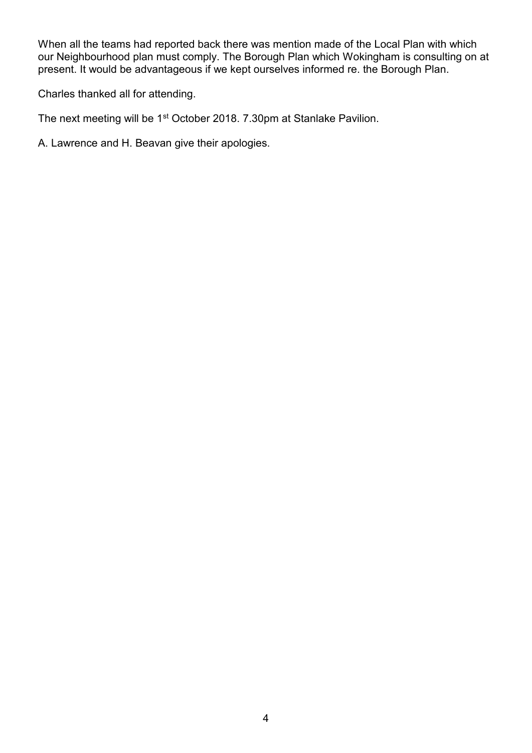When all the teams had reported back there was mention made of the Local Plan with which our Neighbourhood plan must comply. The Borough Plan which Wokingham is consulting on at present. It would be advantageous if we kept ourselves informed re. the Borough Plan.

Charles thanked all for attending.

The next meeting will be 1st October 2018. 7.30pm at Stanlake Pavilion.

A. Lawrence and H. Beavan give their apologies.